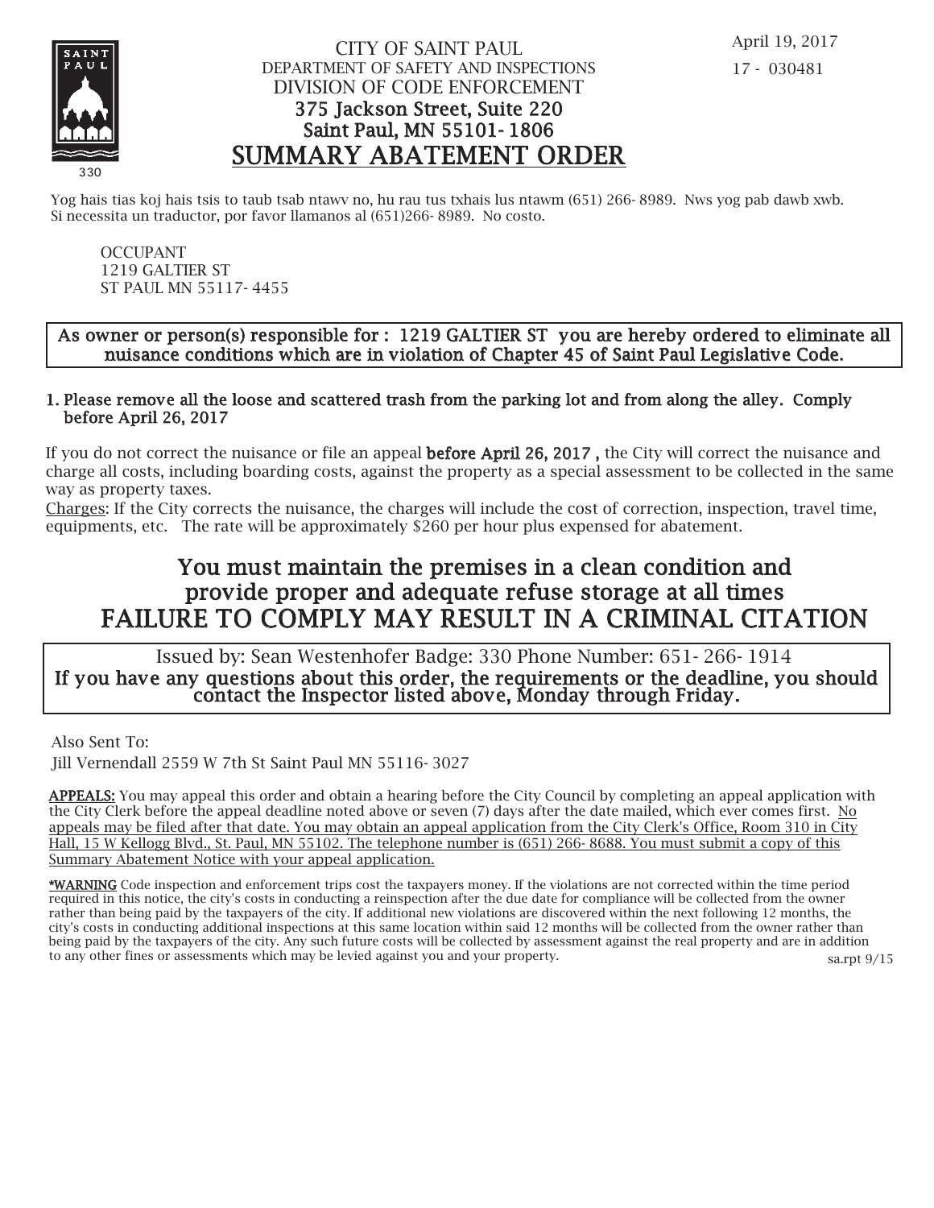April 19, 2017

17 - 030481

CITY OF SAINT PAUL
DEPARTMENT OF SAFETY AND INSPECTIONS
DIVISION OF CODE ENFORCEMENT
**375 Jackson Street, Suite 220**
**Saint Paul, MN 55101-1806**

# SUMMARY ABATEMENT ORDER

330

Yog hais tias koj hais tsis to taub tsab ntawv no, hu rau tus txhais lus ntawm (651) 266-8989. Nws yog pab dawb xwb.
Si necessita un traductor, por favor llamanos al (651)266-8989. No costo.

OCCUPANT
1219 GALTIER ST
ST PAUL MN 55117-4455

**As owner or person(s) responsible for : 1219 GALTIER ST you are hereby ordered to eliminate all nuisance conditions which are in violation of Chapter 45 of Saint Paul Legislative Code.**

1. **Please remove all the loose and scattered trash from the parking lot and from along the alley. Comply before April 26, 2017**

If you do not correct the nuisance or file an appeal **before April 26, 2017 ,** the City will correct the nuisance and charge all costs, including boarding costs, against the property as a special assessment to be collected in the same way as property taxes.

Charges: If the City corrects the nuisance, the charges will include the cost of correction, inspection, travel time, equipments, etc. The rate will be approximately $260 per hour plus expensed for abatement.

## You must maintain the premises in a clean condition and provide proper and adequate refuse storage at all times

## FAILURE TO COMPLY MAY RESULT IN A CRIMINAL CITATION

Issued by: Sean Westenhofer Badge: 330 Phone Number: 651-266-1914

**If you have any questions about this order, the requirements or the deadline, you should contact the Inspector listed above, Monday through Friday.**

Also Sent To:
Jill Vernendall 2559 W 7th St Saint Paul MN 55116-3027

**APPEALS:** You may appeal this order and obtain a hearing before the City Council by completing an appeal application with the City Clerk before the appeal deadline noted above or seven (7) days after the date mailed, which ever comes first. No appeals may be filed after that date. You may obtain an appeal application from the City Clerk's Office, Room 310 in City Hall, 15 W Kellogg Blvd., St. Paul, MN 55102. The telephone number is (651) 266-8688. You must submit a copy of this Summary Abatement Notice with your appeal application.

***WARNING** Code inspection and enforcement trips cost the taxpayers money. If the violations are not corrected within the time period required in this notice, the city's costs in conducting a reinspection after the due date for compliance will be collected from the owner rather than being paid by the taxpayers of the city. If additional new violations are discovered within the next following 12 months, the city's costs in conducting additional inspections at this same location within said 12 months will be collected from the owner rather than being paid by the taxpayers of the city. Any such future costs will be collected by assessment against the real property and are in addition to any other fines or assessments which may be levied against you and your property.

sa.rpt 9/15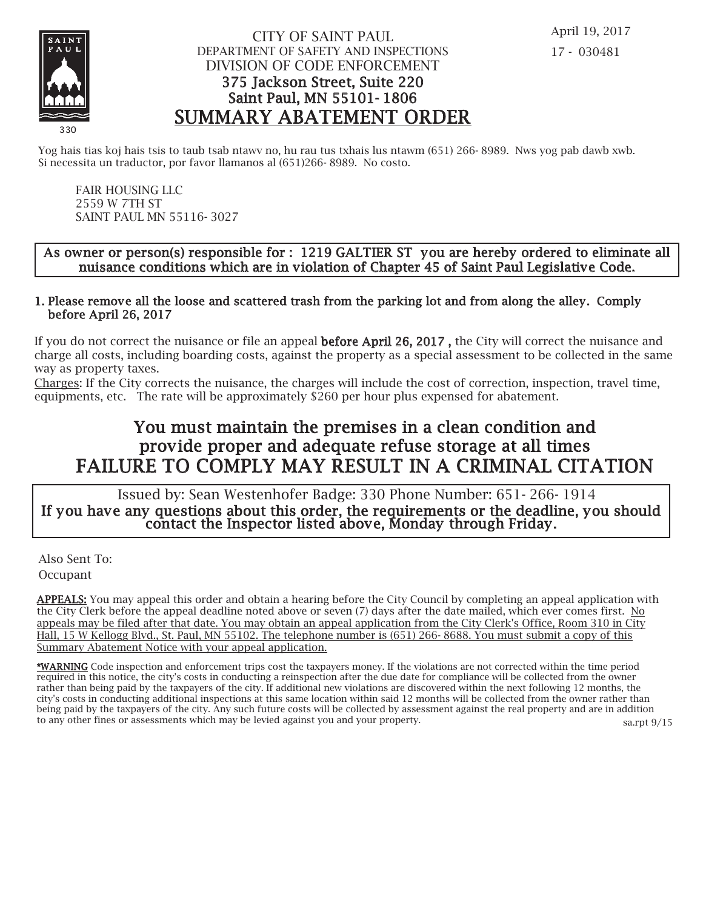CITY OF SAINT PAUL
DEPARTMENT OF SAFETY AND INSPECTIONS
DIVISION OF CODE ENFORCEMENT
375 Jackson Street, Suite 220
Saint Paul, MN 55101-1806

April 19, 2017
17 - 030481

330

# SUMMARY ABATEMENT ORDER

Yog hais tias koj hais tsis to taub tsab ntawv no, hu rau tus txhais lus ntawm (651) 266-8989. Nws yog pab dawb xwb.
Si necessita un traductor, por favor llamanos al (651)266-8989. No costo.

FAIR HOUSING LLC
2559 W 7TH ST
SAINT PAUL MN 55116-3027

**As owner or person(s) responsible for : 1219 GALTIER ST you are hereby ordered to eliminate all nuisance conditions which are in violation of Chapter 45 of Saint Paul Legislative Code.**

1. **Please remove all the loose and scattered trash from the parking lot and from along the alley. Comply before April 26, 2017**

If you do not correct the nuisance or file an appeal **before April 26, 2017 ,** the City will correct the nuisance and charge all costs, including boarding costs, against the property as a special assessment to be collected in the same way as property taxes.

Charges: If the City corrects the nuisance, the charges will include the cost of correction, inspection, travel time, equipments, etc. The rate will be approximately $260 per hour plus expensed for abatement.

## You must maintain the premises in a clean condition and provide proper and adequate refuse storage at all times
## FAILURE TO COMPLY MAY RESULT IN A CRIMINAL CITATION

Issued by: Sean Westenhofer Badge: 330 Phone Number: 651-266-1914
**If you have any questions about this order, the requirements or the deadline, you should contact the Inspector listed above, Monday through Friday.**

Also Sent To:
Occupant

**APPEALS:** You may appeal this order and obtain a hearing before the City Council by completing an appeal application with the City Clerk before the appeal deadline noted above or seven (7) days after the date mailed, which ever comes first. No appeals may be filed after that date. You may obtain an appeal application from the City Clerk's Office, Room 310 in City Hall, 15 W Kellogg Blvd., St. Paul, MN 55102. The telephone number is (651) 266-8688. You must submit a copy of this Summary Abatement Notice with your appeal application.

***WARNING** Code inspection and enforcement trips cost the taxpayers money. If the violations are not corrected within the time period required in this notice, the city's costs in conducting a reinspection after the due date for compliance will be collected from the owner rather than being paid by the taxpayers of the city. If additional new violations are discovered within the next following 12 months, the city's costs in conducting additional inspections at this same location within said 12 months will be collected from the owner rather than being paid by the taxpayers of the city. Any such future costs will be collected by assessment against the real property and are in addition to any other fines or assessments which may be levied against you and your property.

sa.rpt 9/15